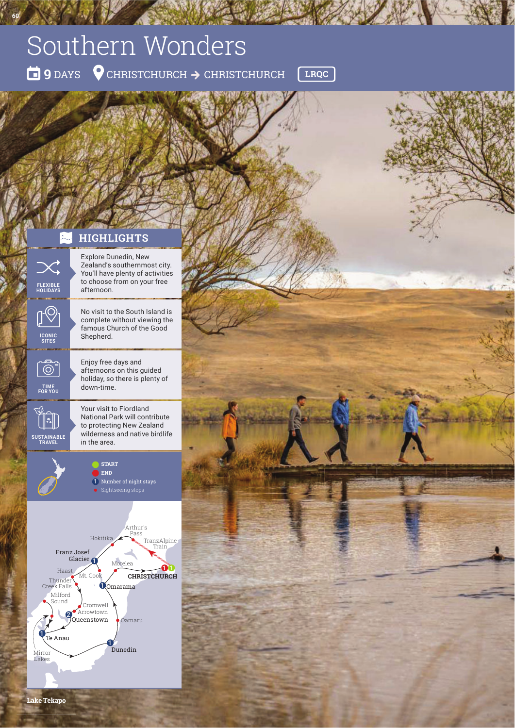# Southern Wonders

9 DAYS | CHRISTCHURCH → CHRISTCHURCH | LRQC

## HIGHLIGHTS

**FLEXIBLE HOLIDAYS**
Explore Dunedin, New Zealand's southernmost city. You'll have plenty of activities to choose from on your free afternoon.

**ICONIC SITES**
No visit to the South Island is complete without viewing the famous Church of the Good Shepherd.

**TIME FOR YOU**
Enjoy free days and afternoons on this guided holiday, so there is plenty of down-time.

**SUSTAINABLE TRAVEL**
Your visit to Fiordland National Park will contribute to protecting New Zealand wilderness and native birdlife in the area.

START
END
1 Number of night stays
Sightseeing stops

Arthur's Pass, Hokitika, TranzAlpine Train, Franz Josef Glacier (1), Morelea, Haast, Mt. Cook, CHRISTCHURCH (1, 1), Thunder Creek Falls, Omarama (1), Milford Sound, Cromwell, Arrowtown, Queenstown (2), Oamaru, Te Anau (1), Dunedin (1), Mirror Lakes

Lake Tekapo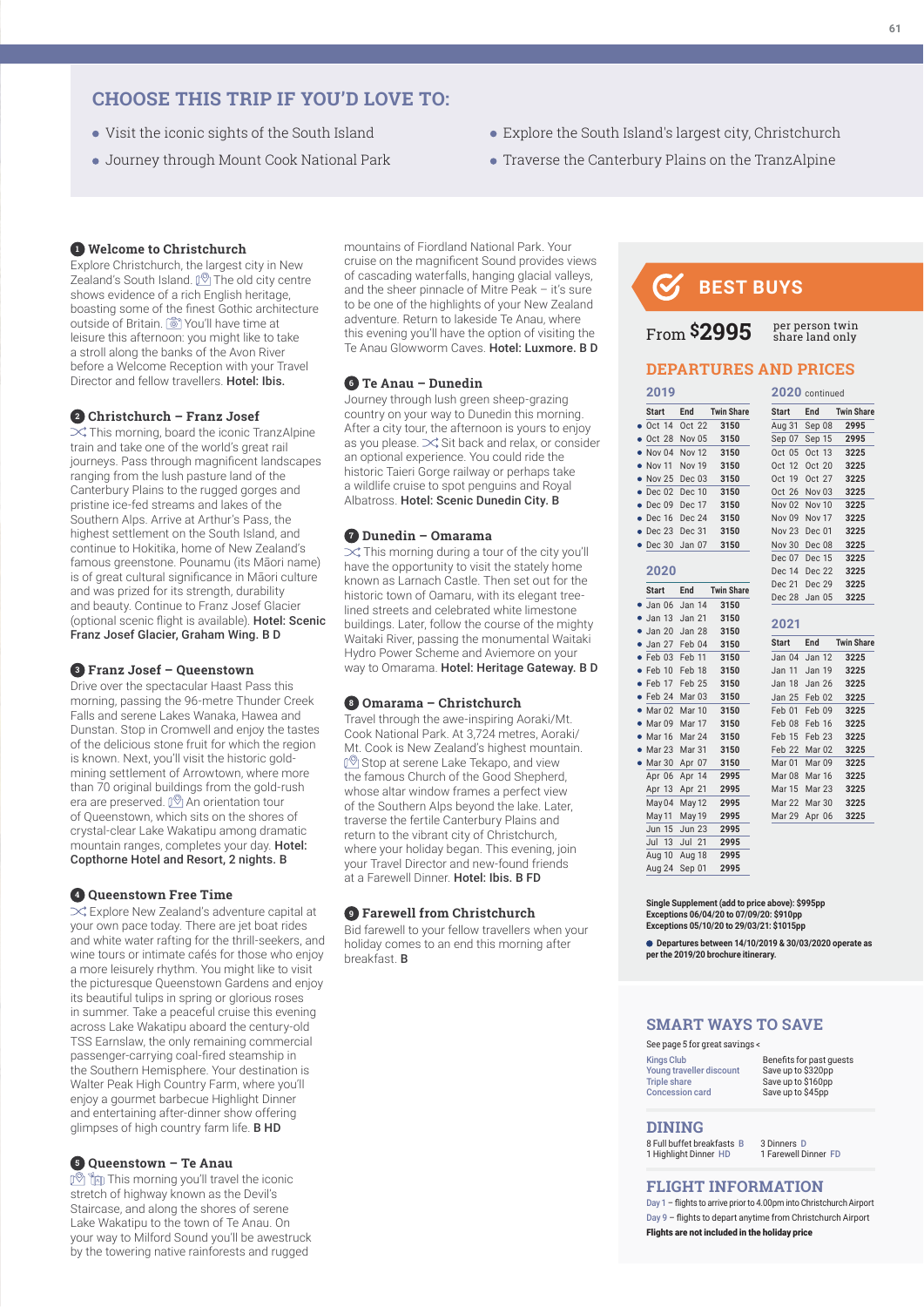## CHOOSE THIS TRIP IF YOU'D LOVE TO:

- Visit the iconic sights of the South Island
- Journey through Mount Cook National Park
- Explore the South Island's largest city, Christchurch
- Traverse the Canterbury Plains on the TranzAlpine

### 1 Welcome to Christchurch

Explore Christchurch, the largest city in New Zealand's South Island. The old city centre shows evidence of a rich English heritage, boasting some of the finest Gothic architecture outside of Britain. You'll have time at leisure this afternoon: you might like to take a stroll along the banks of the Avon River before a Welcome Reception with your Travel Director and fellow travellers. **Hotel: Ibis.**

### 2 Christchurch – Franz Josef

This morning, board the iconic TranzAlpine train and take one of the world's great rail journeys. Pass through magnificent landscapes ranging from the lush pasture land of the Canterbury Plains to the rugged gorges and pristine ice-fed streams and lakes of the Southern Alps. Arrive at Arthur's Pass, the highest settlement on the South Island, and continue to Hokitika, home of New Zealand's famous greenstone. Pounamu (its Māori name) is of great cultural significance in Māori culture and was prized for its strength, durability and beauty. Continue to Franz Josef Glacier (optional scenic flight is available). **Hotel: Scenic Franz Josef Glacier, Graham Wing. B D**

### 3 Franz Josef – Queenstown

Drive over the spectacular Haast Pass this morning, passing the 96-metre Thunder Creek Falls and serene Lakes Wanaka, Hawea and Dunstan. Stop in Cromwell and enjoy the tastes of the delicious stone fruit for which the region is known. Next, you'll visit the historic gold-mining settlement of Arrowtown, where more than 70 original buildings from the gold-rush era are preserved. An orientation tour of Queenstown, which sits on the shores of crystal-clear Lake Wakatipu among dramatic mountain ranges, completes your day. **Hotel: Copthorne Hotel and Resort, 2 nights. B**

### 4 Queenstown Free Time

Explore New Zealand's adventure capital at your own pace today. There are jet boat rides and white water rafting for the thrill-seekers, and wine tours or intimate cafés for those who enjoy a more leisurely rhythm. You might like to visit the picturesque Queenstown Gardens and enjoy its beautiful tulips in spring or glorious roses in summer. Take a peaceful cruise this evening across Lake Wakatipu aboard the century-old TSS Earnslaw, the only remaining commercial passenger-carrying coal-fired steamship in the Southern Hemisphere. Your destination is Walter Peak High Country Farm, where you'll enjoy a gourmet barbecue Highlight Dinner and entertaining after-dinner show offering glimpses of high country farm life. **B HD**

### 5 Queenstown – Te Anau

This morning you'll travel the iconic stretch of highway known as the Devil's Staircase, and along the shores of serene Lake Wakatipu to the town of Te Anau. On your way to Milford Sound you'll be awestruck by the towering native rainforests and rugged mountains of Fiordland National Park. Your cruise on the magnificent Sound provides views of cascading waterfalls, hanging glacial valleys, and the sheer pinnacle of Mitre Peak – it's sure to be one of the highlights of your New Zealand adventure. Return to lakeside Te Anau, where this evening you'll have the option of visiting the Te Anau Glowworm Caves. **Hotel: Luxmore. B D**

### 6 Te Anau – Dunedin

Journey through lush green sheep-grazing country on your way to Dunedin this morning. After a city tour, the afternoon is yours to enjoy as you please. Sit back and relax, or consider an optional experience. You could ride the historic Taieri Gorge railway or perhaps take a wildlife cruise to spot penguins and Royal Albatross. **Hotel: Scenic Dunedin City. B**

### 7 Dunedin – Omarama

This morning during a tour of the city you'll have the opportunity to visit the stately home known as Larnach Castle. Then set out for the historic town of Oamaru, with its elegant tree-lined streets and celebrated white limestone buildings. Later, follow the course of the mighty Waitaki River, passing the monumental Waitaki Hydro Power Scheme and Aviemore on your way to Omarama. **Hotel: Heritage Gateway. B D**

### 8 Omarama – Christchurch

Travel through the awe-inspiring Aoraki/Mt. Cook National Park. At 3,724 metres, Aoraki/Mt. Cook is New Zealand's highest mountain. Stop at serene Lake Tekapo, and view the famous Church of the Good Shepherd, whose altar window frames a perfect view of the Southern Alps beyond the lake. Later, traverse the fertile Canterbury Plains and return to the vibrant city of Christchurch, where your holiday began. This evening, join your Travel Director and new-found friends at a Farewell Dinner. **Hotel: Ibis. B FD**

### 9 Farewell from Christchurch

Bid farewell to your fellow travellers when your holiday comes to an end this morning after breakfast. **B**

## BEST BUYS

From **$2995** per person twin share land only

## DEPARTURES AND PRICES

### 2019

| Start | End | Twin Share |
|---|---|---|
| ● Oct 14 | Oct 22 | 3150 |
| ● Oct 28 | Nov 05 | 3150 |
| ● Nov 04 | Nov 12 | 3150 |
| ● Nov 11 | Nov 19 | 3150 |
| ● Nov 25 | Dec 03 | 3150 |
| ● Dec 02 | Dec 10 | 3150 |
| ● Dec 09 | Dec 17 | 3150 |
| ● Dec 16 | Dec 24 | 3150 |
| ● Dec 23 | Dec 31 | 3150 |
| ● Dec 30 | Jan 07 | 3150 |

### 2020

| Start | End | Twin Share |
|---|---|---|
| ● Jan 06 | Jan 14 | 3150 |
| ● Jan 13 | Jan 21 | 3150 |
| ● Jan 20 | Jan 28 | 3150 |
| ● Jan 27 | Feb 04 | 3150 |
| ● Feb 03 | Feb 11 | 3150 |
| ● Feb 10 | Feb 18 | 3150 |
| ● Feb 17 | Feb 25 | 3150 |
| ● Feb 24 | Mar 03 | 3150 |
| ● Mar 02 | Mar 10 | 3150 |
| ● Mar 09 | Mar 17 | 3150 |
| ● Mar 16 | Mar 24 | 3150 |
| ● Mar 23 | Mar 31 | 3150 |
| ● Mar 30 | Apr 07 | 3150 |
| Apr 06 | Apr 14 | 2995 |
| Apr 13 | Apr 21 | 2995 |
| May 04 | May 12 | 2995 |
| May 11 | May 19 | 2995 |
| Jun 15 | Jun 23 | 2995 |
| Jul 13 | Jul 21 | 2995 |
| Aug 10 | Aug 18 | 2995 |
| Aug 24 | Sep 01 | 2995 |

### 2020 continued

| Start | End | Twin Share |
|---|---|---|
| Aug 31 | Sep 08 | 2995 |
| Sep 07 | Sep 15 | 2995 |
| Oct 05 | Oct 13 | 3225 |
| Oct 12 | Oct 20 | 3225 |
| Oct 19 | Oct 27 | 3225 |
| Oct 26 | Nov 03 | 3225 |
| Nov 02 | Nov 10 | 3225 |
| Nov 09 | Nov 17 | 3225 |
| Nov 23 | Dec 01 | 3225 |
| Nov 30 | Dec 08 | 3225 |
| Dec 07 | Dec 15 | 3225 |
| Dec 14 | Dec 22 | 3225 |
| Dec 21 | Dec 29 | 3225 |
| Dec 28 | Jan 05 | 3225 |

### 2021

| Start | End | Twin Share |
|---|---|---|
| Jan 04 | Jan 12 | 3225 |
| Jan 11 | Jan 19 | 3225 |
| Jan 18 | Jan 26 | 3225 |
| Jan 25 | Feb 02 | 3225 |
| Feb 01 | Feb 09 | 3225 |
| Feb 08 | Feb 16 | 3225 |
| Feb 15 | Feb 23 | 3225 |
| Feb 22 | Mar 02 | 3225 |
| Mar 01 | Mar 09 | 3225 |
| Mar 08 | Mar 16 | 3225 |
| Mar 15 | Mar 23 | 3225 |
| Mar 22 | Mar 30 | 3225 |
| Mar 29 | Apr 06 | 3225 |

**Single Supplement (add to price above): $995pp**
**Exceptions 06/04/20 to 07/09/20: $910pp**
**Exceptions 05/10/20 to 29/03/21: $1015pp**

**● Departures between 14/10/2019 & 30/03/2020 operate as per the 2019/20 brochure itinerary.**

## SMART WAYS TO SAVE

See page 5 for great savings <

| | |
|---|---|
| Kings Club | Benefits for past guests |
| Young traveller discount | Save up to $320pp |
| Triple share | Save up to $160pp |
| Concession card | Save up to $45pp |

## DINING

8 Full buffet breakfasts B
1 Highlight Dinner HD
3 Dinners D
1 Farewell Dinner FD

## FLIGHT INFORMATION

Day 1 – flights to arrive prior to 4.00pm into Christchurch Airport
Day 9 – flights to depart anytime from Christchurch Airport
**Flights are not included in the holiday price**